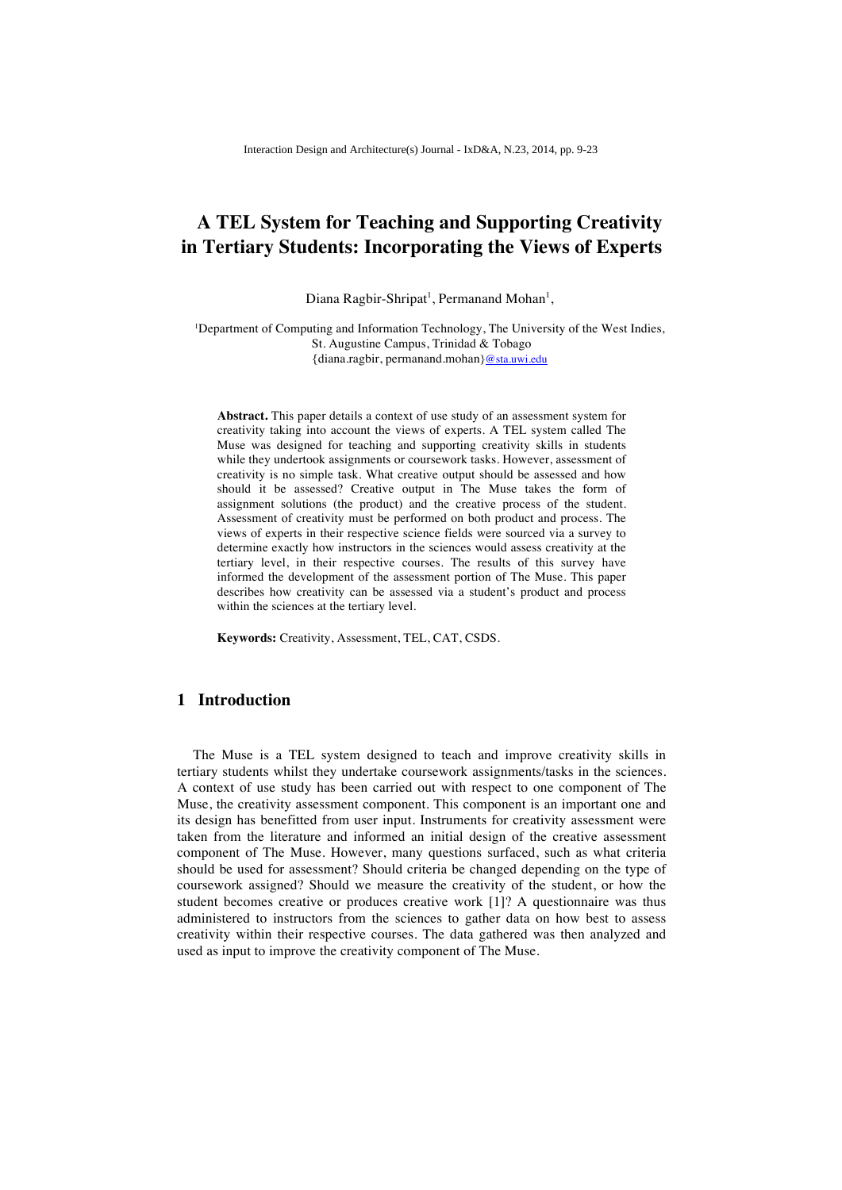# A TEL System for Teaching and Supporting Creativity in Tertiary Students: Incorporating the Views of Experts

Diana Ragbir-Shripat[1], Permanand Mohan[1],

[1]Department of Computing and Information Technology, The University of the West Indies, St. Augustine Campus, Trinidad & Tobago
{diana.ragbir, permanand.mohan}@sta.uwi.edu

**Abstract.** This paper details a context of use study of an assessment system for creativity taking into account the views of experts. A TEL system called The Muse was designed for teaching and supporting creativity skills in students while they undertook assignments or coursework tasks. However, assessment of creativity is no simple task. What creative output should be assessed and how should it be assessed? Creative output in The Muse takes the form of assignment solutions (the product) and the creative process of the student. Assessment of creativity must be performed on both product and process. The views of experts in their respective science fields were sourced via a survey to determine exactly how instructors in the sciences would assess creativity at the tertiary level, in their respective courses. The results of this survey have informed the development of the assessment portion of The Muse. This paper describes how creativity can be assessed via a student's product and process within the sciences at the tertiary level.

**Keywords:** Creativity, Assessment, TEL, CAT, CSDS.

## 1 Introduction

The Muse is a TEL system designed to teach and improve creativity skills in tertiary students whilst they undertake coursework assignments/tasks in the sciences. A context of use study has been carried out with respect to one component of The Muse, the creativity assessment component. This component is an important one and its design has benefitted from user input. Instruments for creativity assessment were taken from the literature and informed an initial design of the creative assessment component of The Muse. However, many questions surfaced, such as what criteria should be used for assessment? Should criteria be changed depending on the type of coursework assigned? Should we measure the creativity of the student, or how the student becomes creative or produces creative work [1]? A questionnaire was thus administered to instructors from the sciences to gather data on how best to assess creativity within their respective courses. The data gathered was then analyzed and used as input to improve the creativity component of The Muse.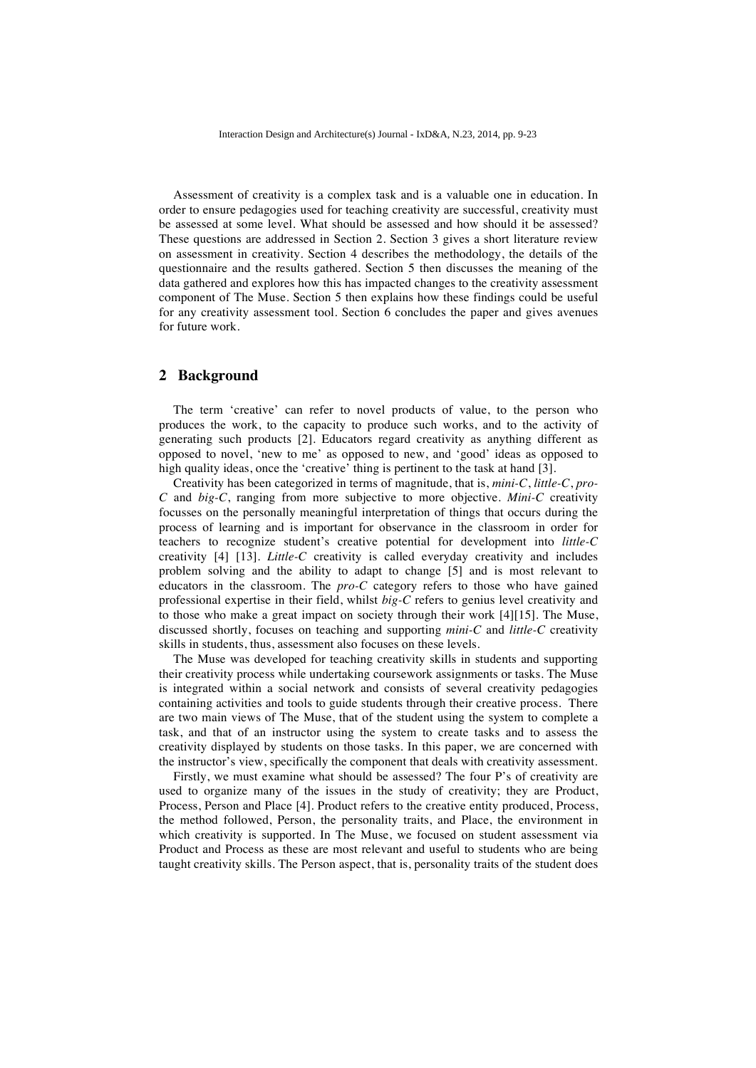Assessment of creativity is a complex task and is a valuable one in education. In order to ensure pedagogies used for teaching creativity are successful, creativity must be assessed at some level. What should be assessed and how should it be assessed? These questions are addressed in Section 2. Section 3 gives a short literature review on assessment in creativity. Section 4 describes the methodology, the details of the questionnaire and the results gathered. Section 5 then discusses the meaning of the data gathered and explores how this has impacted changes to the creativity assessment component of The Muse. Section 5 then explains how these findings could be useful for any creativity assessment tool. Section 6 concludes the paper and gives avenues for future work.

## 2 Background

The term 'creative' can refer to novel products of value, to the person who produces the work, to the capacity to produce such works, and to the activity of generating such products [2]. Educators regard creativity as anything different as opposed to novel, 'new to me' as opposed to new, and 'good' ideas as opposed to high quality ideas, once the 'creative' thing is pertinent to the task at hand [3].

Creativity has been categorized in terms of magnitude, that is, *mini-C*, *little-C*, *pro-C* and *big-C*, ranging from more subjective to more objective. *Mini-C* creativity focusses on the personally meaningful interpretation of things that occurs during the process of learning and is important for observance in the classroom in order for teachers to recognize student's creative potential for development into *little-C* creativity [4] [13]. *Little-C* creativity is called everyday creativity and includes problem solving and the ability to adapt to change [5] and is most relevant to educators in the classroom. The *pro-C* category refers to those who have gained professional expertise in their field, whilst *big-C* refers to genius level creativity and to those who make a great impact on society through their work [4][15]. The Muse, discussed shortly, focuses on teaching and supporting *mini-C* and *little-C* creativity skills in students, thus, assessment also focuses on these levels.

The Muse was developed for teaching creativity skills in students and supporting their creativity process while undertaking coursework assignments or tasks. The Muse is integrated within a social network and consists of several creativity pedagogies containing activities and tools to guide students through their creative process. There are two main views of The Muse, that of the student using the system to complete a task, and that of an instructor using the system to create tasks and to assess the creativity displayed by students on those tasks. In this paper, we are concerned with the instructor's view, specifically the component that deals with creativity assessment.

Firstly, we must examine what should be assessed? The four P's of creativity are used to organize many of the issues in the study of creativity; they are Product, Process, Person and Place [4]. Product refers to the creative entity produced, Process, the method followed, Person, the personality traits, and Place, the environment in which creativity is supported. In The Muse, we focused on student assessment via Product and Process as these are most relevant and useful to students who are being taught creativity skills. The Person aspect, that is, personality traits of the student does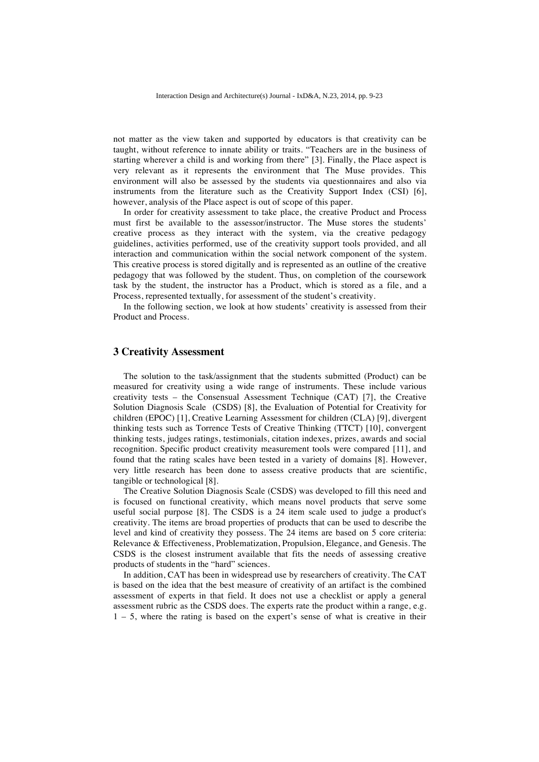not matter as the view taken and supported by educators is that creativity can be taught, without reference to innate ability or traits. "Teachers are in the business of starting wherever a child is and working from there" [3]. Finally, the Place aspect is very relevant as it represents the environment that The Muse provides. This environment will also be assessed by the students via questionnaires and also via instruments from the literature such as the Creativity Support Index (CSI) [6], however, analysis of the Place aspect is out of scope of this paper.

In order for creativity assessment to take place, the creative Product and Process must first be available to the assessor/instructor. The Muse stores the students' creative process as they interact with the system, via the creative pedagogy guidelines, activities performed, use of the creativity support tools provided, and all interaction and communication within the social network component of the system. This creative process is stored digitally and is represented as an outline of the creative pedagogy that was followed by the student. Thus, on completion of the coursework task by the student, the instructor has a Product, which is stored as a file, and a Process, represented textually, for assessment of the student's creativity.

In the following section, we look at how students' creativity is assessed from their Product and Process.

## 3 Creativity Assessment

The solution to the task/assignment that the students submitted (Product) can be measured for creativity using a wide range of instruments. These include various creativity tests – the Consensual Assessment Technique (CAT) [7], the Creative Solution Diagnosis Scale (CSDS) [8], the Evaluation of Potential for Creativity for children (EPOC) [1], Creative Learning Assessment for children (CLA) [9], divergent thinking tests such as Torrence Tests of Creative Thinking (TTCT) [10], convergent thinking tests, judges ratings, testimonials, citation indexes, prizes, awards and social recognition. Specific product creativity measurement tools were compared [11], and found that the rating scales have been tested in a variety of domains [8]. However, very little research has been done to assess creative products that are scientific, tangible or technological [8].

The Creative Solution Diagnosis Scale (CSDS) was developed to fill this need and is focused on functional creativity, which means novel products that serve some useful social purpose [8]. The CSDS is a 24 item scale used to judge a product's creativity. The items are broad properties of products that can be used to describe the level and kind of creativity they possess. The 24 items are based on 5 core criteria: Relevance & Effectiveness, Problematization, Propulsion, Elegance, and Genesis. The CSDS is the closest instrument available that fits the needs of assessing creative products of students in the "hard" sciences.

In addition, CAT has been in widespread use by researchers of creativity. The CAT is based on the idea that the best measure of creativity of an artifact is the combined assessment of experts in that field. It does not use a checklist or apply a general assessment rubric as the CSDS does. The experts rate the product within a range, e.g. 1 – 5, where the rating is based on the expert's sense of what is creative in their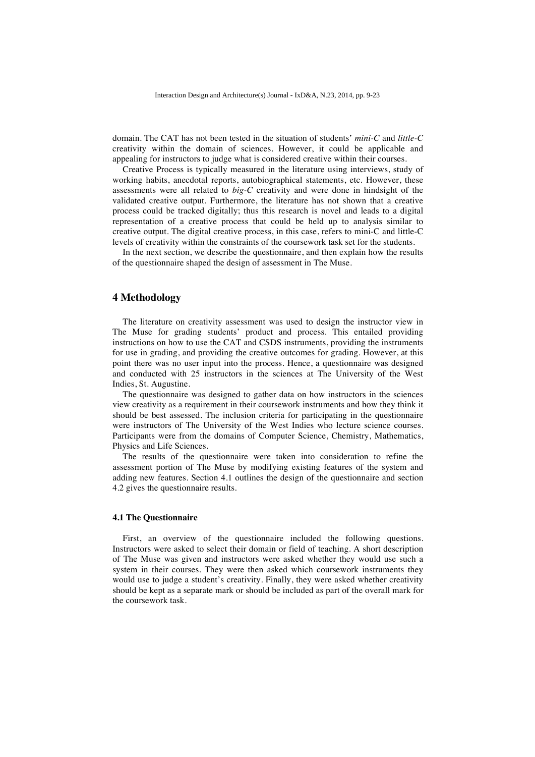domain. The CAT has not been tested in the situation of students' *mini-C* and *little-C* creativity within the domain of sciences. However, it could be applicable and appealing for instructors to judge what is considered creative within their courses.

Creative Process is typically measured in the literature using interviews, study of working habits, anecdotal reports, autobiographical statements, etc. However, these assessments were all related to *big-C* creativity and were done in hindsight of the validated creative output. Furthermore, the literature has not shown that a creative process could be tracked digitally; thus this research is novel and leads to a digital representation of a creative process that could be held up to analysis similar to creative output. The digital creative process, in this case, refers to mini-C and little-C levels of creativity within the constraints of the coursework task set for the students.

In the next section, we describe the questionnaire, and then explain how the results of the questionnaire shaped the design of assessment in The Muse.

## 4 Methodology

The literature on creativity assessment was used to design the instructor view in The Muse for grading students' product and process. This entailed providing instructions on how to use the CAT and CSDS instruments, providing the instruments for use in grading, and providing the creative outcomes for grading. However, at this point there was no user input into the process. Hence, a questionnaire was designed and conducted with 25 instructors in the sciences at The University of the West Indies, St. Augustine.

The questionnaire was designed to gather data on how instructors in the sciences view creativity as a requirement in their coursework instruments and how they think it should be best assessed. The inclusion criteria for participating in the questionnaire were instructors of The University of the West Indies who lecture science courses. Participants were from the domains of Computer Science, Chemistry, Mathematics, Physics and Life Sciences.

The results of the questionnaire were taken into consideration to refine the assessment portion of The Muse by modifying existing features of the system and adding new features. Section 4.1 outlines the design of the questionnaire and section 4.2 gives the questionnaire results.

### 4.1 The Questionnaire

First, an overview of the questionnaire included the following questions. Instructors were asked to select their domain or field of teaching. A short description of The Muse was given and instructors were asked whether they would use such a system in their courses. They were then asked which coursework instruments they would use to judge a student's creativity. Finally, they were asked whether creativity should be kept as a separate mark or should be included as part of the overall mark for the coursework task.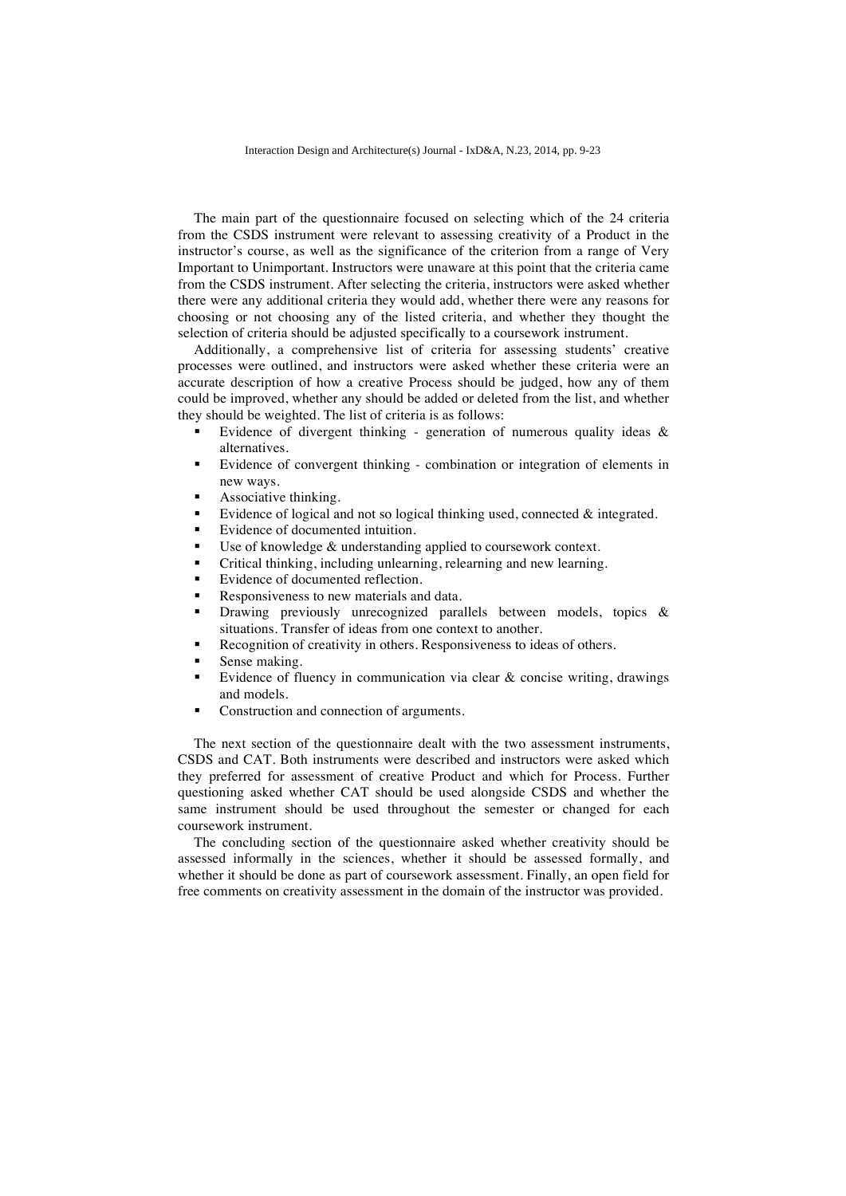The main part of the questionnaire focused on selecting which of the 24 criteria from the CSDS instrument were relevant to assessing creativity of a Product in the instructor's course, as well as the significance of the criterion from a range of Very Important to Unimportant. Instructors were unaware at this point that the criteria came from the CSDS instrument. After selecting the criteria, instructors were asked whether there were any additional criteria they would add, whether there were any reasons for choosing or not choosing any of the listed criteria, and whether they thought the selection of criteria should be adjusted specifically to a coursework instrument.

Additionally, a comprehensive list of criteria for assessing students' creative processes were outlined, and instructors were asked whether these criteria were an accurate description of how a creative Process should be judged, how any of them could be improved, whether any should be added or deleted from the list, and whether they should be weighted. The list of criteria is as follows:

- Evidence of divergent thinking - generation of numerous quality ideas & alternatives.
- Evidence of convergent thinking - combination or integration of elements in new ways.
- Associative thinking.
- Evidence of logical and not so logical thinking used, connected & integrated.
- Evidence of documented intuition.
- Use of knowledge & understanding applied to coursework context.
- Critical thinking, including unlearning, relearning and new learning.
- Evidence of documented reflection.
- Responsiveness to new materials and data.
- Drawing previously unrecognized parallels between models, topics & situations. Transfer of ideas from one context to another.
- Recognition of creativity in others. Responsiveness to ideas of others.
- Sense making.
- Evidence of fluency in communication via clear & concise writing, drawings and models.
- Construction and connection of arguments.

The next section of the questionnaire dealt with the two assessment instruments, CSDS and CAT. Both instruments were described and instructors were asked which they preferred for assessment of creative Product and which for Process. Further questioning asked whether CAT should be used alongside CSDS and whether the same instrument should be used throughout the semester or changed for each coursework instrument.

The concluding section of the questionnaire asked whether creativity should be assessed informally in the sciences, whether it should be assessed formally, and whether it should be done as part of coursework assessment. Finally, an open field for free comments on creativity assessment in the domain of the instructor was provided.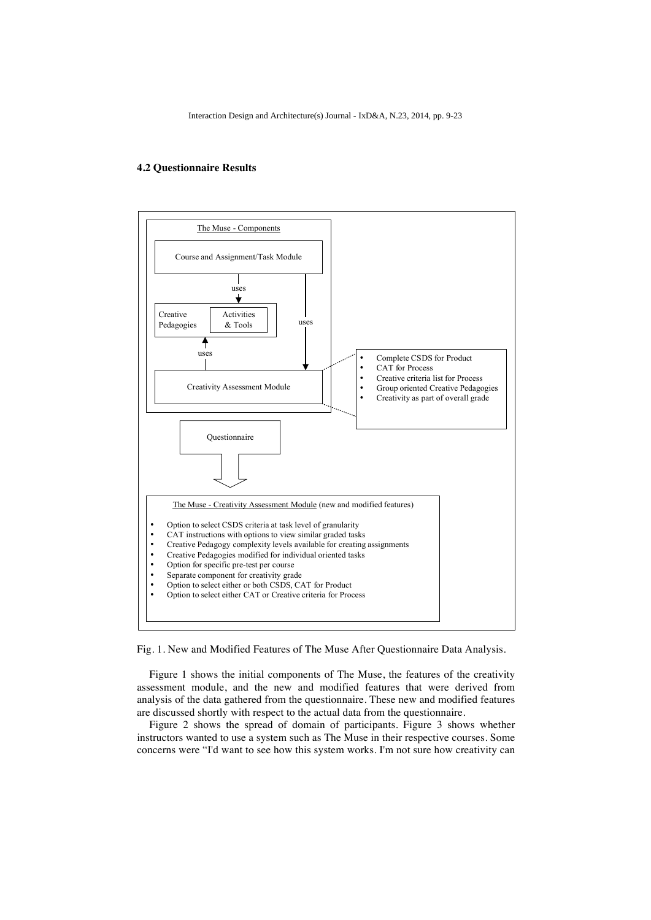### 4.2 Questionnaire Results

The Muse - Components

Course and Assignment/Task Module

uses

Creative Pedagogies

Activities & Tools

uses

uses

Creativity Assessment Module

- Complete CSDS for Product
- CAT for Process
- Creative criteria list for Process
- Group oriented Creative Pedagogies
- Creativity as part of overall grade

Questionnaire

The Muse - Creativity Assessment Module (new and modified features)

- Option to select CSDS criteria at task level of granularity
- CAT instructions with options to view similar graded tasks
- Creative Pedagogy complexity levels available for creating assignments
- Creative Pedagogies modified for individual oriented tasks
- Option for specific pre-test per course
- Separate component for creativity grade
- Option to select either or both CSDS, CAT for Product
- Option to select either CAT or Creative criteria for Process

Fig. 1. New and Modified Features of The Muse After Questionnaire Data Analysis.

Figure 1 shows the initial components of The Muse, the features of the creativity assessment module, and the new and modified features that were derived from analysis of the data gathered from the questionnaire. These new and modified features are discussed shortly with respect to the actual data from the questionnaire.

Figure 2 shows the spread of domain of participants. Figure 3 shows whether instructors wanted to use a system such as The Muse in their respective courses. Some concerns were "I'd want to see how this system works. I'm not sure how creativity can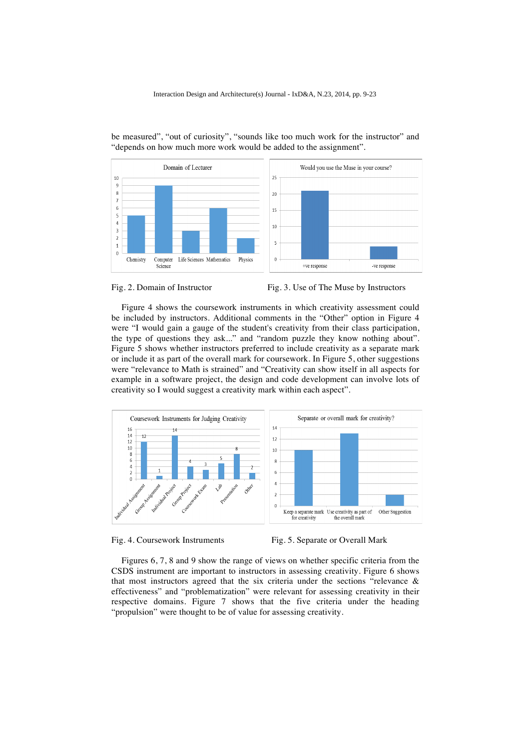be measured", "out of curiosity", "sounds like too much work for the instructor" and "depends on how much more work would be added to the assignment".

Domain of Lecturer

10
9
8
7
6
5
4
3
2
1
0

Chemistry
Computer Science
Life Sciences
Mathematics
Physics

Would you use the Muse in your course?

25
20
15
10
5
0

+ve response
-ve response

Fig. 2. Domain of Instructor

Fig. 3. Use of The Muse by Instructors

Figure 4 shows the coursework instruments in which creativity assessment could be included by instructors. Additional comments in the "Other" option in Figure 4 were "I would gain a gauge of the student's creativity from their class participation, the type of questions they ask..." and "random puzzle they know nothing about". Figure 5 shows whether instructors preferred to include creativity as a separate mark or include it as part of the overall mark for coursework. In Figure 5, other suggestions were "relevance to Math is strained" and "Creativity can show itself in all aspects for example in a software project, the design and code development can involve lots of creativity so I would suggest a creativity mark within each aspect".

Coursework Instruments for Judging Creativity

16
14
12
10
8
6
4
2
0

12
1
14
4
3
5
8
2

Individual Assignment
Group Assignment
Individual Project
Group Project
Coursework Exam
Lab
Presentation
Other

Separate or overall mark for creativity?

14
12
10
8
6
4
2
0

Keep a separate mark for creativity
Use creativity as part of the overall mark
Other Suggestion

Fig. 4. Coursework Instruments

Fig. 5. Separate or Overall Mark

Figures 6, 7, 8 and 9 show the range of views on whether specific criteria from the CSDS instrument are important to instructors in assessing creativity. Figure 6 shows that most instructors agreed that the six criteria under the sections "relevance & effectiveness" and "problematization" were relevant for assessing creativity in their respective domains. Figure 7 shows that the five criteria under the heading "propulsion" were thought to be of value for assessing creativity.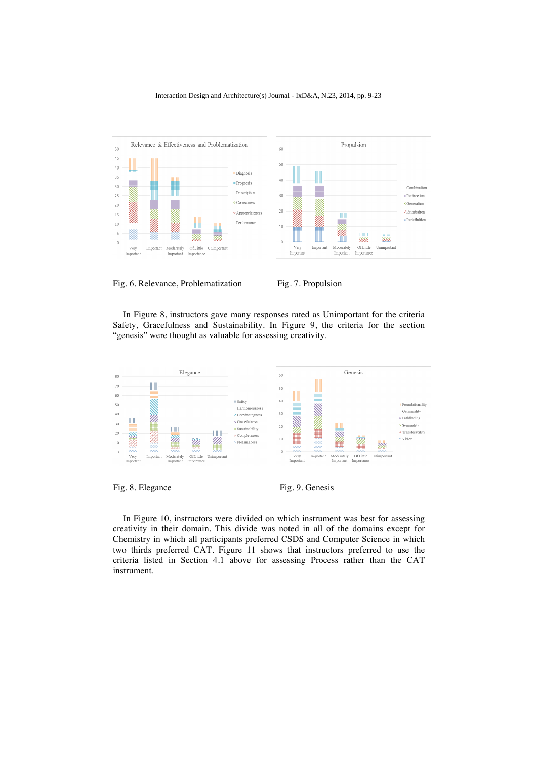Relevance & Effectiveness and Problematization

50
45
40
35
30
25
20
15
10
5
0

Very Important
Important
Moderately Important
Of Little Importance
Unimportant

Diagnosis
Prognosis
Prescription
Correctness
Appropriateness
Performance

Propulsion

60
50
40
30
20
10
0

Very Important
Important
Moderately Important
Of Little Importance
Unimportant

Combination
Redirection
Generation
Reinitiation
Redefinition

Fig. 6. Relevance, Problematization

Fig. 7. Propulsion

In Figure 8, instructors gave many responses rated as Unimportant for the criteria Safety, Gracefulness and Sustainability. In Figure 9, the criteria for the section "genesis" were thought as valuable for assessing creativity.

Elegance

80
70
60
50
40
30
20
10
0

Very Important
Important
Moderately Important
Of Little Importance
Unimportant

Safety
Harmoniousness
Convincingness
Gracefulness
Sustainability
Completeness
Pleasingness

Genesis

60
50
40
30
20
10
0

Very Important
Important
Moderately Important
Of Little Importance
Unimportant

Foundationality
Germinality
Pathfinding
Seminality
Transferability
Vision

Fig. 8. Elegance

Fig. 9. Genesis

In Figure 10, instructors were divided on which instrument was best for assessing creativity in their domain. This divide was noted in all of the domains except for Chemistry in which all participants preferred CSDS and Computer Science in which two thirds preferred CAT. Figure 11 shows that instructors preferred to use the criteria listed in Section 4.1 above for assessing Process rather than the CAT instrument.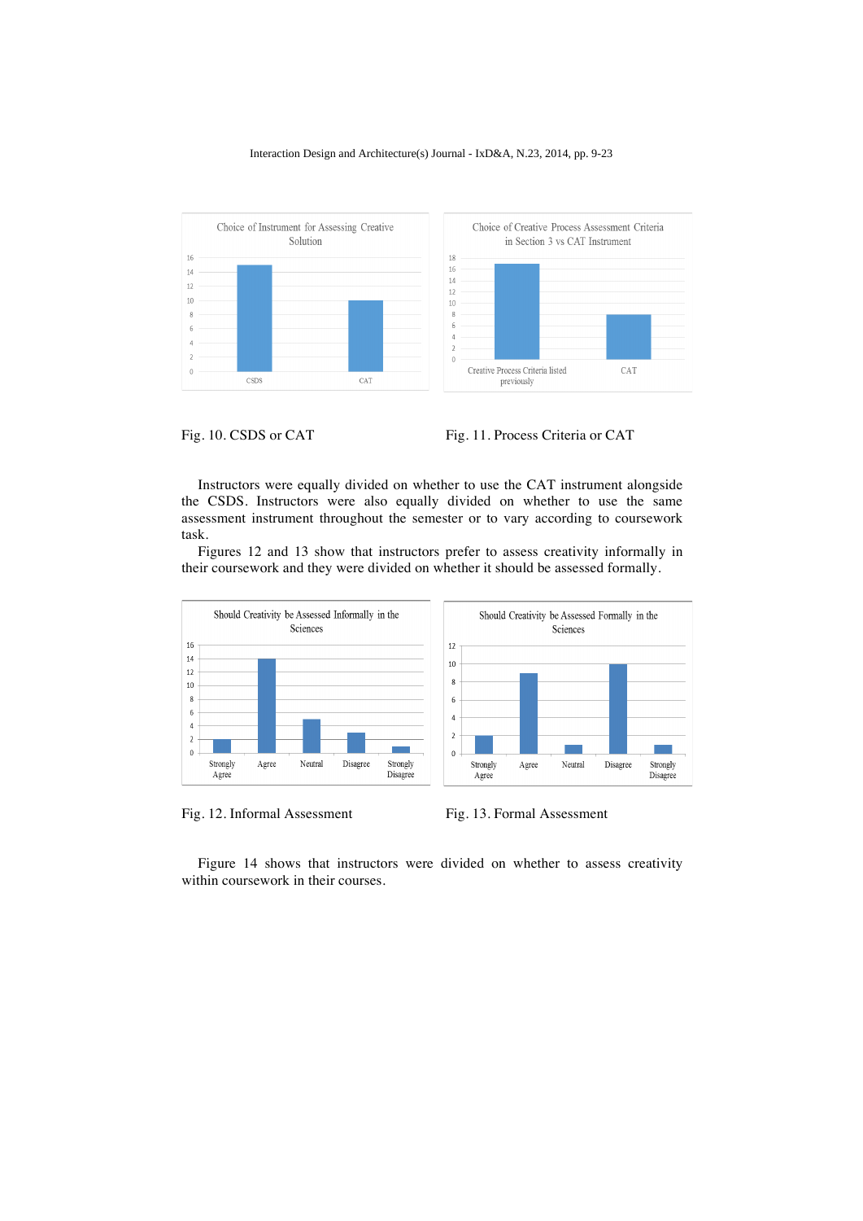Choice of Instrument for Assessing Creative Solution

16
14
12
10
8
6
4
2
0

CSDS
CAT

Choice of Creative Process Assessment Criteria in Section 3 vs CAT Instrument

18
16
14
12
10
8
6
4
2
0

Creative Process Criteria listed previously
CAT

Fig. 10. CSDS or CAT

Fig. 11. Process Criteria or CAT

Instructors were equally divided on whether to use the CAT instrument alongside the CSDS. Instructors were also equally divided on whether to use the same assessment instrument throughout the semester or to vary according to coursework task.

Figures 12 and 13 show that instructors prefer to assess creativity informally in their coursework and they were divided on whether it should be assessed formally.

Should Creativity be Assessed Informally in the Sciences

16
14
12
10
8
6
4
2
0

Strongly Agree
Agree
Neutral
Disagree
Strongly Disagree

Should Creativity be Assessed Formally in the Sciences

12
10
8
6
4
2
0

Strongly Agree
Agree
Neutral
Disagree
Strongly Disagree

Fig. 12. Informal Assessment

Fig. 13. Formal Assessment

Figure 14 shows that instructors were divided on whether to assess creativity within coursework in their courses.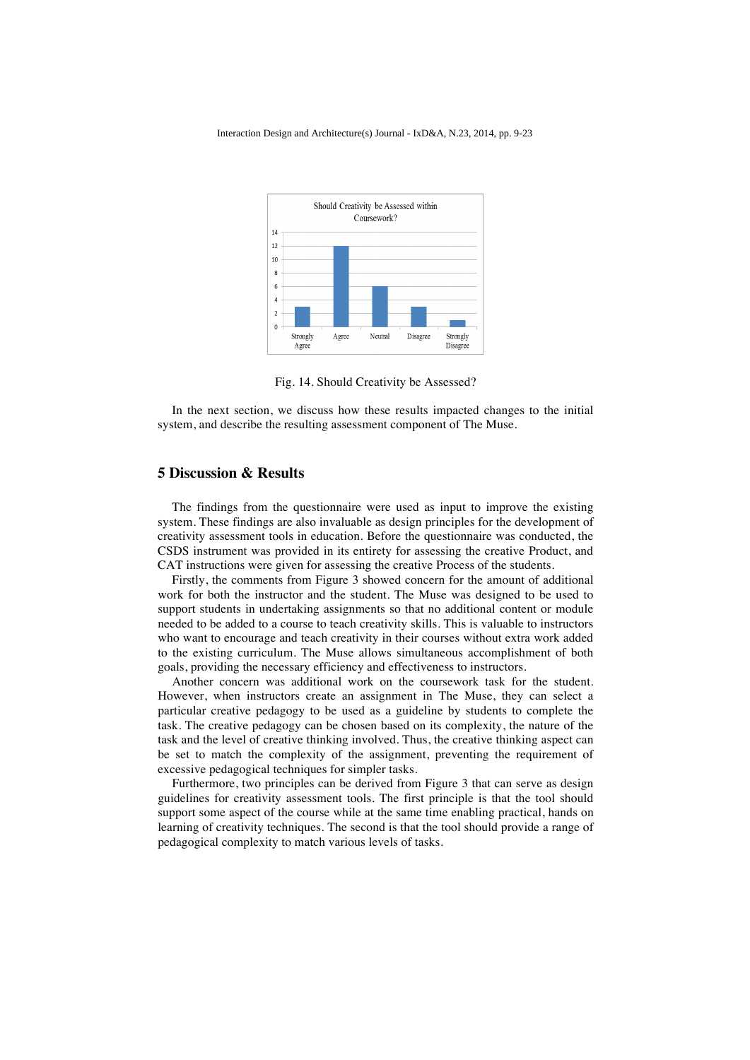Should Creativity be Assessed within Coursework?

14
12
10
8
6
4
2
0

Strongly Agree
Agree
Neutral
Disagree
Strongly Disagree

Fig. 14. Should Creativity be Assessed?

In the next section, we discuss how these results impacted changes to the initial system, and describe the resulting assessment component of The Muse.

## 5 Discussion & Results

The findings from the questionnaire were used as input to improve the existing system. These findings are also invaluable as design principles for the development of creativity assessment tools in education. Before the questionnaire was conducted, the CSDS instrument was provided in its entirety for assessing the creative Product, and CAT instructions were given for assessing the creative Process of the students.

Firstly, the comments from Figure 3 showed concern for the amount of additional work for both the instructor and the student. The Muse was designed to be used to support students in undertaking assignments so that no additional content or module needed to be added to a course to teach creativity skills. This is valuable to instructors who want to encourage and teach creativity in their courses without extra work added to the existing curriculum. The Muse allows simultaneous accomplishment of both goals, providing the necessary efficiency and effectiveness to instructors.

Another concern was additional work on the coursework task for the student. However, when instructors create an assignment in The Muse, they can select a particular creative pedagogy to be used as a guideline by students to complete the task. The creative pedagogy can be chosen based on its complexity, the nature of the task and the level of creative thinking involved. Thus, the creative thinking aspect can be set to match the complexity of the assignment, preventing the requirement of excessive pedagogical techniques for simpler tasks.

Furthermore, two principles can be derived from Figure 3 that can serve as design guidelines for creativity assessment tools. The first principle is that the tool should support some aspect of the course while at the same time enabling practical, hands on learning of creativity techniques. The second is that the tool should provide a range of pedagogical complexity to match various levels of tasks.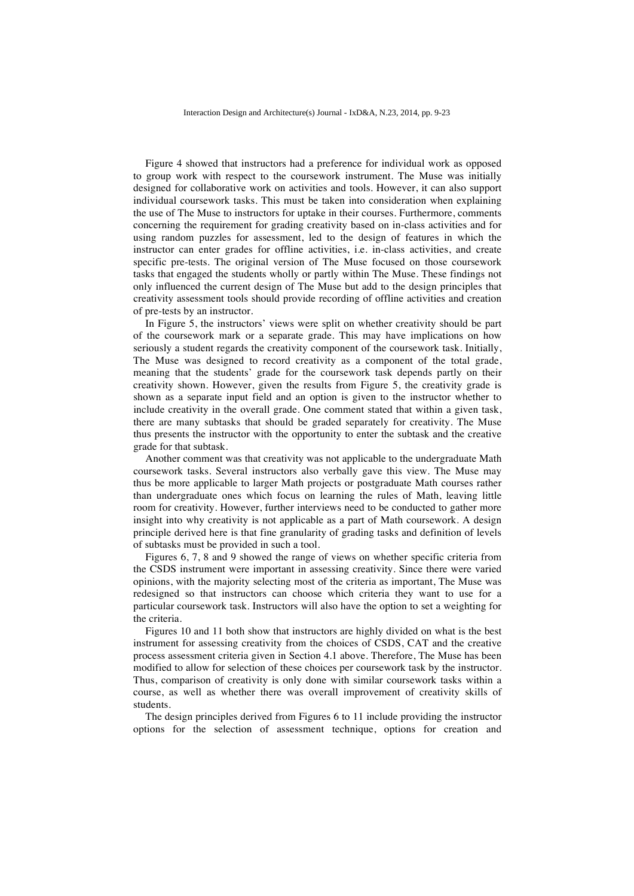Figure 4 showed that instructors had a preference for individual work as opposed to group work with respect to the coursework instrument. The Muse was initially designed for collaborative work on activities and tools. However, it can also support individual coursework tasks. This must be taken into consideration when explaining the use of The Muse to instructors for uptake in their courses. Furthermore, comments concerning the requirement for grading creativity based on in-class activities and for using random puzzles for assessment, led to the design of features in which the instructor can enter grades for offline activities, i.e. in-class activities, and create specific pre-tests. The original version of The Muse focused on those coursework tasks that engaged the students wholly or partly within The Muse. These findings not only influenced the current design of The Muse but add to the design principles that creativity assessment tools should provide recording of offline activities and creation of pre-tests by an instructor.

In Figure 5, the instructors' views were split on whether creativity should be part of the coursework mark or a separate grade. This may have implications on how seriously a student regards the creativity component of the coursework task. Initially, The Muse was designed to record creativity as a component of the total grade, meaning that the students' grade for the coursework task depends partly on their creativity shown. However, given the results from Figure 5, the creativity grade is shown as a separate input field and an option is given to the instructor whether to include creativity in the overall grade. One comment stated that within a given task, there are many subtasks that should be graded separately for creativity. The Muse thus presents the instructor with the opportunity to enter the subtask and the creative grade for that subtask.

Another comment was that creativity was not applicable to the undergraduate Math coursework tasks. Several instructors also verbally gave this view. The Muse may thus be more applicable to larger Math projects or postgraduate Math courses rather than undergraduate ones which focus on learning the rules of Math, leaving little room for creativity. However, further interviews need to be conducted to gather more insight into why creativity is not applicable as a part of Math coursework. A design principle derived here is that fine granularity of grading tasks and definition of levels of subtasks must be provided in such a tool.

Figures 6, 7, 8 and 9 showed the range of views on whether specific criteria from the CSDS instrument were important in assessing creativity. Since there were varied opinions, with the majority selecting most of the criteria as important, The Muse was redesigned so that instructors can choose which criteria they want to use for a particular coursework task. Instructors will also have the option to set a weighting for the criteria.

Figures 10 and 11 both show that instructors are highly divided on what is the best instrument for assessing creativity from the choices of CSDS, CAT and the creative process assessment criteria given in Section 4.1 above. Therefore, The Muse has been modified to allow for selection of these choices per coursework task by the instructor. Thus, comparison of creativity is only done with similar coursework tasks within a course, as well as whether there was overall improvement of creativity skills of students.

The design principles derived from Figures 6 to 11 include providing the instructor options for the selection of assessment technique, options for creation and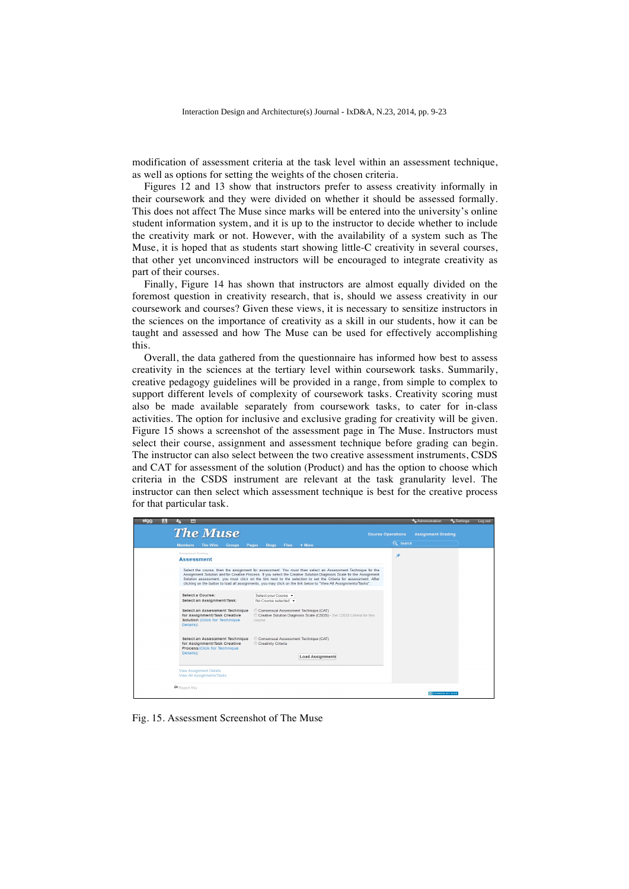modification of assessment criteria at the task level within an assessment technique, as well as options for setting the weights of the chosen criteria.

Figures 12 and 13 show that instructors prefer to assess creativity informally in their coursework and they were divided on whether it should be assessed formally. This does not affect The Muse since marks will be entered into the university's online student information system, and it is up to the instructor to decide whether to include the creativity mark or not. However, with the availability of a system such as The Muse, it is hoped that as students start showing little-C creativity in several courses, that other yet unconvinced instructors will be encouraged to integrate creativity as part of their courses.

Finally, Figure 14 has shown that instructors are almost equally divided on the foremost question in creativity research, that is, should we assess creativity in our coursework and courses? Given these views, it is necessary to sensitize instructors in the sciences on the importance of creativity as a skill in our students, how it can be taught and assessed and how The Muse can be used for effectively accomplishing this.

Overall, the data gathered from the questionnaire has informed how best to assess creativity in the sciences at the tertiary level within coursework tasks. Summarily, creative pedagogy guidelines will be provided in a range, from simple to complex to support different levels of complexity of coursework tasks. Creativity scoring must also be made available separately from coursework tasks, to cater for in-class activities. The option for inclusive and exclusive grading for creativity will be given. Figure 15 shows a screenshot of the assessment page in The Muse. Instructors must select their course, assignment and assessment technique before grading can begin. The instructor can also select between the two creative assessment instruments, CSDS and CAT for assessment of the solution (Product) and has the option to choose which criteria in the CSDS instrument are relevant at the task granularity level. The instructor can then select which assessment technique is best for the creative process for that particular task.

Fig. 15. Assessment Screenshot of The Muse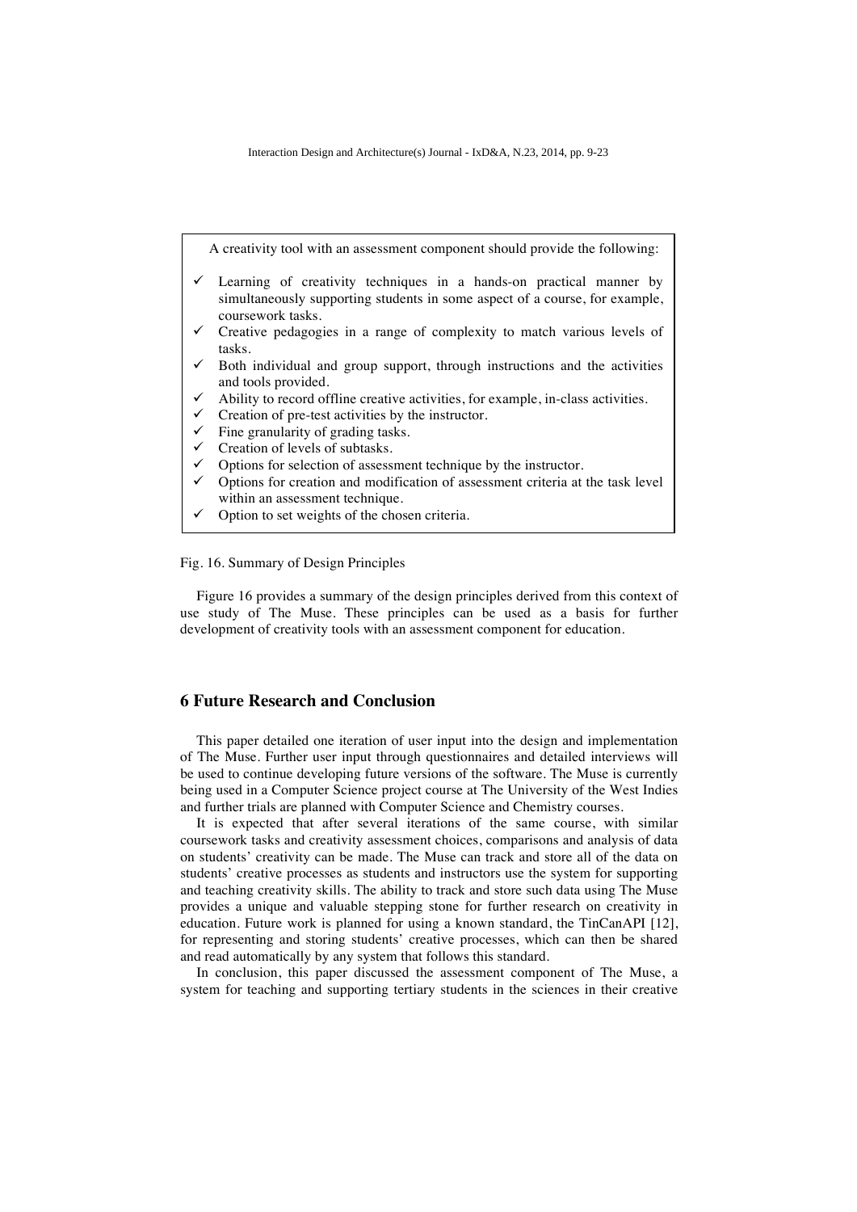A creativity tool with an assessment component should provide the following:

- ✓ Learning of creativity techniques in a hands-on practical manner by simultaneously supporting students in some aspect of a course, for example, coursework tasks.
- ✓ Creative pedagogies in a range of complexity to match various levels of tasks.
- ✓ Both individual and group support, through instructions and the activities and tools provided.
- ✓ Ability to record offline creative activities, for example, in-class activities.
- ✓ Creation of pre-test activities by the instructor.
- ✓ Fine granularity of grading tasks.
- ✓ Creation of levels of subtasks.
- ✓ Options for selection of assessment technique by the instructor.
- ✓ Options for creation and modification of assessment criteria at the task level within an assessment technique.
- ✓ Option to set weights of the chosen criteria.

Fig. 16. Summary of Design Principles

Figure 16 provides a summary of the design principles derived from this context of use study of The Muse. These principles can be used as a basis for further development of creativity tools with an assessment component for education.

## 6 Future Research and Conclusion

This paper detailed one iteration of user input into the design and implementation of The Muse. Further user input through questionnaires and detailed interviews will be used to continue developing future versions of the software. The Muse is currently being used in a Computer Science project course at The University of the West Indies and further trials are planned with Computer Science and Chemistry courses.

It is expected that after several iterations of the same course, with similar coursework tasks and creativity assessment choices, comparisons and analysis of data on students' creativity can be made. The Muse can track and store all of the data on students' creative processes as students and instructors use the system for supporting and teaching creativity skills. The ability to track and store such data using The Muse provides a unique and valuable stepping stone for further research on creativity in education. Future work is planned for using a known standard, the TinCanAPI [12], for representing and storing students' creative processes, which can then be shared and read automatically by any system that follows this standard.

In conclusion, this paper discussed the assessment component of The Muse, a system for teaching and supporting tertiary students in the sciences in their creative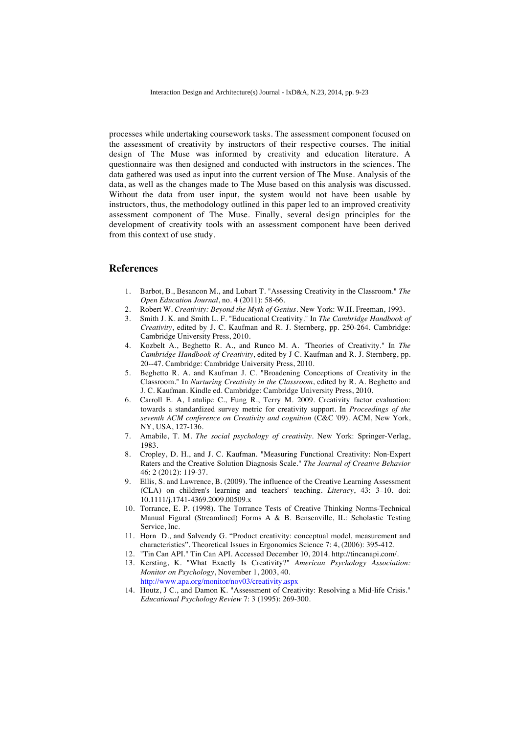processes while undertaking coursework tasks. The assessment component focused on the assessment of creativity by instructors of their respective courses. The initial design of The Muse was informed by creativity and education literature. A questionnaire was then designed and conducted with instructors in the sciences. The data gathered was used as input into the current version of The Muse. Analysis of the data, as well as the changes made to The Muse based on this analysis was discussed. Without the data from user input, the system would not have been usable by instructors, thus, the methodology outlined in this paper led to an improved creativity assessment component of The Muse. Finally, several design principles for the development of creativity tools with an assessment component have been derived from this context of use study.

## References

1. Barbot, B., Besancon M., and Lubart T. "Assessing Creativity in the Classroom." *The Open Education Journal*, no. 4 (2011): 58-66.
2. Robert W. *Creativity: Beyond the Myth of Genius*. New York: W.H. Freeman, 1993.
3. Smith J. K. and Smith L. F. "Educational Creativity." In *The Cambridge Handbook of Creativity*, edited by J. C. Kaufman and R. J. Sternberg, pp. 250-264. Cambridge: Cambridge University Press, 2010.
4. Kozbelt A., Beghetto R. A., and Runco M. A. "Theories of Creativity." In *The Cambridge Handbook of Creativity*, edited by J C. Kaufman and R. J. Sternberg, pp. 20--47. Cambridge: Cambridge University Press, 2010.
5. Beghetto R. A. and Kaufman J. C. "Broadening Conceptions of Creativity in the Classroom." In *Nurturing Creativity in the Classroom*, edited by R. A. Beghetto and J. C. Kaufman. Kindle ed. Cambridge: Cambridge University Press, 2010.
6. Carroll E. A, Latulipe C., Fung R., Terry M. 2009. Creativity factor evaluation: towards a standardized survey metric for creativity support. In *Proceedings of the seventh ACM conference on Creativity and cognition* (C&C '09). ACM, New York, NY, USA, 127-136.
7. Amabile, T. M. *The social psychology of creativity*. New York: Springer-Verlag, 1983.
8. Cropley, D. H., and J. C. Kaufman. "Measuring Functional Creativity: Non-Expert Raters and the Creative Solution Diagnosis Scale." *The Journal of Creative Behavior* 46: 2 (2012): 119-37.
9. Ellis, S. and Lawrence, B. (2009). The influence of the Creative Learning Assessment (CLA) on children's learning and teachers' teaching. *Literacy*, 43: 3–10. doi: 10.1111/j.1741-4369.2009.00509.x
10. Torrance, E. P. (1998). The Torrance Tests of Creative Thinking Norms-Technical Manual Figural (Streamlined) Forms A & B. Bensenville, IL: Scholastic Testing Service, Inc.
11. Horn D., and Salvendy G. "Product creativity: conceptual model, measurement and characteristics". Theoretical Issues in Ergonomics Science 7: 4, (2006): 395-412.
12. "Tin Can API." Tin Can API. Accessed December 10, 2014. http://tincanapi.com/.
13. Kersting, K. "What Exactly Is Creativity?" *American Psychology Association: Monitor on Psychology*, November 1, 2003, 40. http://www.apa.org/monitor/nov03/creativity.aspx
14. Houtz, J C., and Damon K. "Assessment of Creativity: Resolving a Mid-life Crisis." *Educational Psychology Review* 7: 3 (1995): 269-300.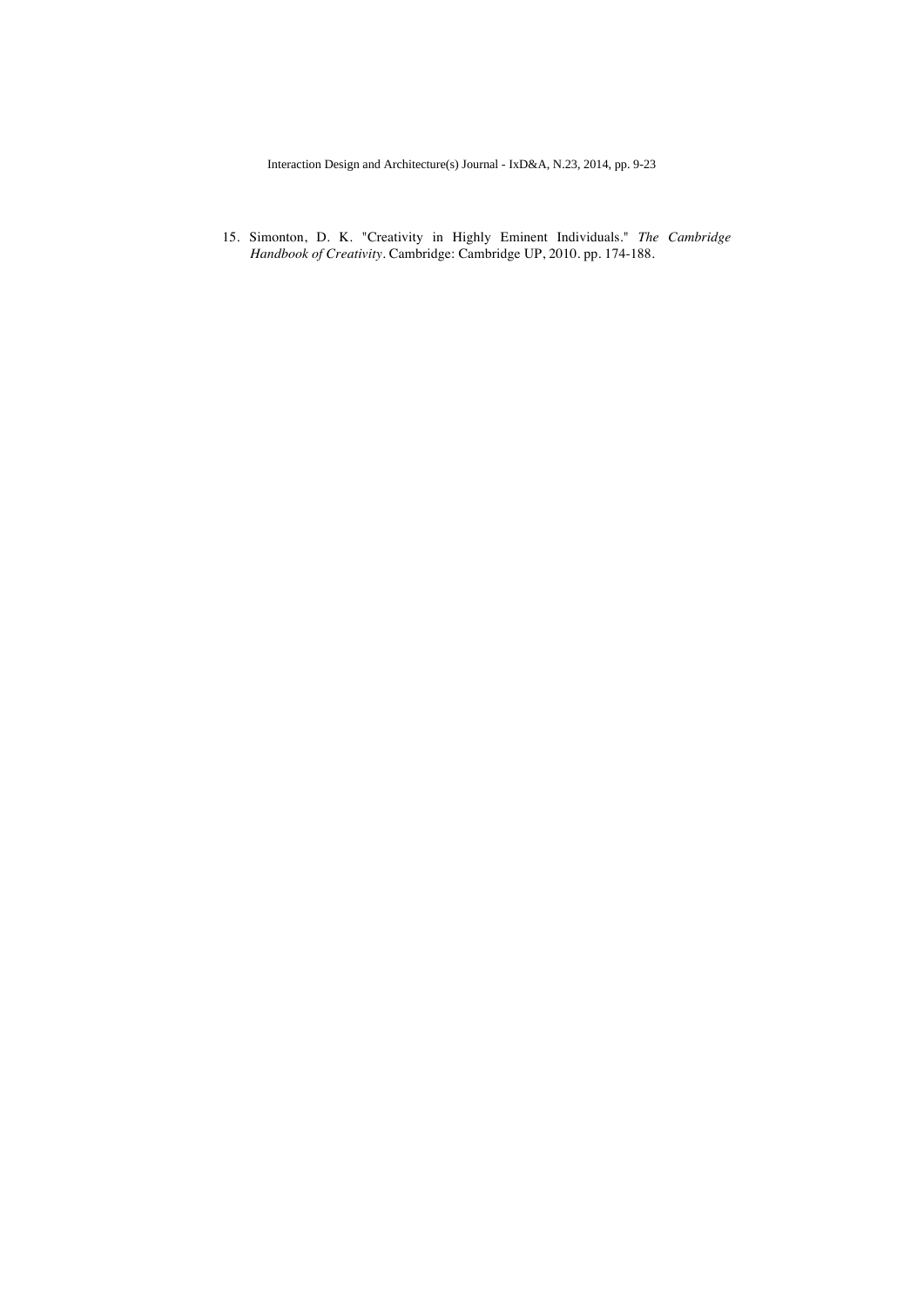15. Simonton, D. K. "Creativity in Highly Eminent Individuals." *The Cambridge Handbook of Creativity*. Cambridge: Cambridge UP, 2010. pp. 174-188.